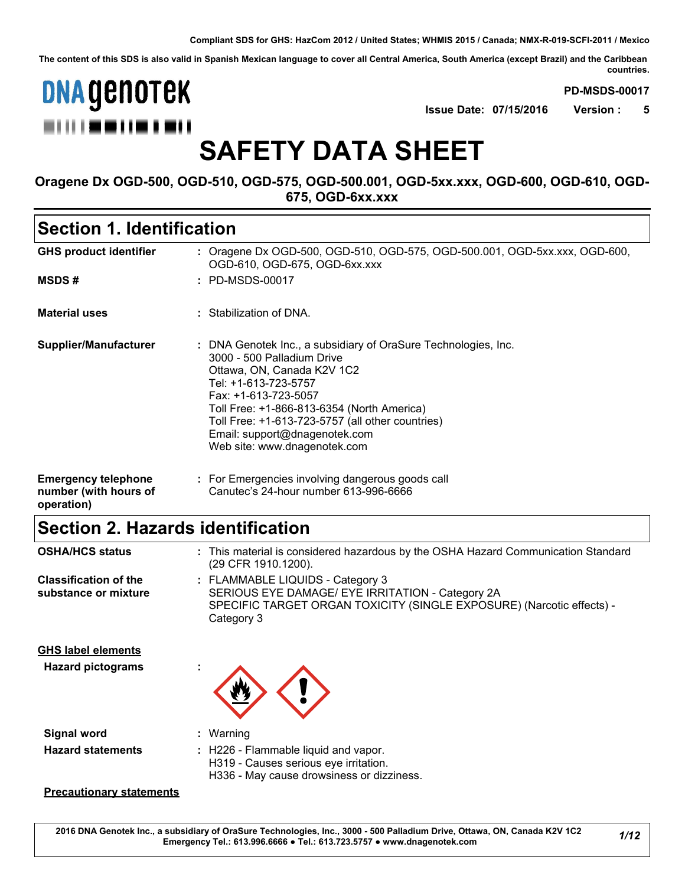Compliant SDS for GHS: HazCom 2012 / United States; WHMIS 2015 / Canada; NMX-R-019-SCFI-2011 / Mexico

The content of this SDS is also valid in Spanish Mexican language to cover all Central America, South America (except Brazil) and the Caribbean countries.

DNA genotek

**PD-MSDS-00017**

**Issue Date: 07/15/2016 Version : 5**

# SAFETY DATA SHEET

**Oragene Dx OGD-500, OGD-510, OGD-575, OGD-500.001, OGD-5xx.xxx, OGD-600, OGD-610, OGD-675, OGD-6xx.xxx**

## Section 1. Identification

| | |
|---|---|
| **GHS product identifier** | : Oragene Dx OGD-500, OGD-510, OGD-575, OGD-500.001, OGD-5xx.xxx, OGD-600, OGD-610, OGD-675, OGD-6xx.xxx |
| **MSDS #** | : PD-MSDS-00017 |
| **Material uses** | : Stabilization of DNA. |
| **Supplier/Manufacturer** | : DNA Genotek Inc., a subsidiary of OraSure Technologies, Inc.<br>3000 - 500 Palladium Drive<br>Ottawa, ON, Canada K2V 1C2<br>Tel: +1-613-723-5757<br>Fax: +1-613-723-5057<br>Toll Free: +1-866-813-6354 (North America)<br>Toll Free: +1-613-723-5757 (all other countries)<br>Email: support@dnagenotek.com<br>Web site: www.dnagenotek.com |
| **Emergency telephone number (with hours of operation)** | : For Emergencies involving dangerous goods call Canutec's 24-hour number 613-996-6666 |

## Section 2. Hazards identification

| | |
|---|---|
| **OSHA/HCS status** | : This material is considered hazardous by the OSHA Hazard Communication Standard (29 CFR 1910.1200). |
| **Classification of the substance or mixture** | : FLAMMABLE LIQUIDS - Category 3<br>SERIOUS EYE DAMAGE/ EYE IRRITATION - Category 2A<br>SPECIFIC TARGET ORGAN TOXICITY (SINGLE EXPOSURE) (Narcotic effects) - Category 3 |

**GHS label elements**

| | |
|---|---|
| **Hazard pictograms** | : |
| **Signal word** | : Warning |
| **Hazard statements** | : H226 - Flammable liquid and vapor.<br>H319 - Causes serious eye irritation.<br>H336 - May cause drowsiness or dizziness. |

**Precautionary statements**

2016 DNA Genotek Inc., a subsidiary of OraSure Technologies, Inc., 3000 - 500 Palladium Drive, Ottawa, ON, Canada K2V 1C2
Emergency Tel.: 613.996.6666 • Tel.: 613.723.5757 • www.dnagenotek.com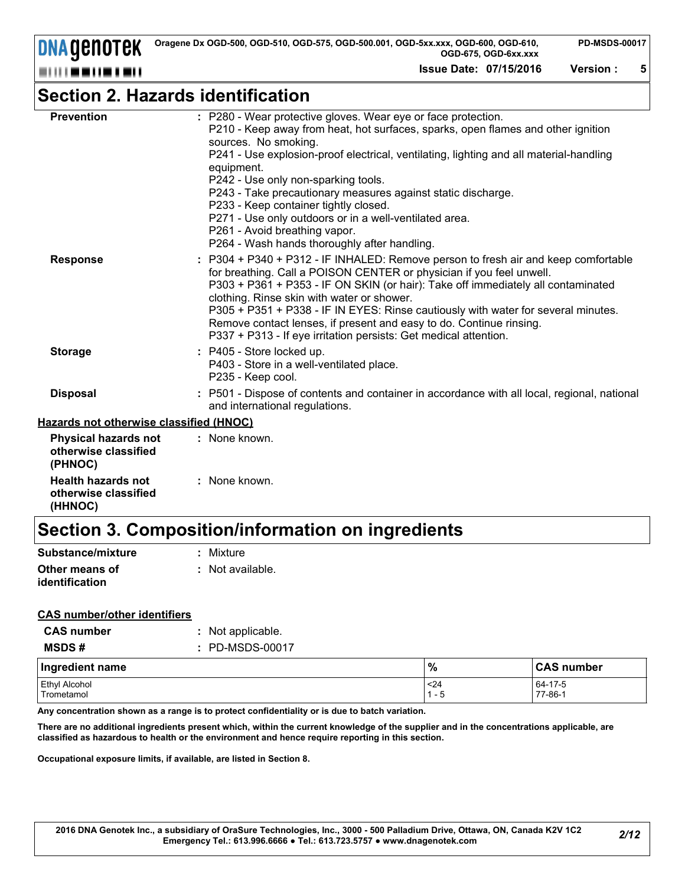## Section 2. Hazards identification

**Prevention** : P280 - Wear protective gloves. Wear eye or face protection.
P210 - Keep away from heat, hot surfaces, sparks, open flames and other ignition sources. No smoking.
P241 - Use explosion-proof electrical, ventilating, lighting and all material-handling equipment.
P242 - Use only non-sparking tools.
P243 - Take precautionary measures against static discharge.
P233 - Keep container tightly closed.
P271 - Use only outdoors or in a well-ventilated area.
P261 - Avoid breathing vapor.
P264 - Wash hands thoroughly after handling.

**Response** : P304 + P340 + P312 - IF INHALED: Remove person to fresh air and keep comfortable for breathing. Call a POISON CENTER or physician if you feel unwell.
P303 + P361 + P353 - IF ON SKIN (or hair): Take off immediately all contaminated clothing. Rinse skin with water or shower.
P305 + P351 + P338 - IF IN EYES: Rinse cautiously with water for several minutes. Remove contact lenses, if present and easy to do. Continue rinsing.
P337 + P313 - If eye irritation persists: Get medical attention.

**Storage** : P405 - Store locked up.
P403 - Store in a well-ventilated place.
P235 - Keep cool.

**Disposal** : P501 - Dispose of contents and container in accordance with all local, regional, national and international regulations.

**Hazards not otherwise classified (HNOC)**

**Physical hazards not otherwise classified (PHNOC)** : None known.

**Health hazards not otherwise classified (HHNOC)** : None known.

## Section 3. Composition/information on ingredients

**Substance/mixture** : Mixture

**Other means of identification** : Not available.

**CAS number/other identifiers**

**CAS number** : Not applicable.

**MSDS #** : PD-MSDS-00017

| Ingredient name | % | CAS number |
|---|---|---|
| Ethyl Alcohol | <24 | 64-17-5 |
| Trometamol | 1 - 5 | 77-86-1 |

**Any concentration shown as a range is to protect confidentiality or is due to batch variation.**

**There are no additional ingredients present which, within the current knowledge of the supplier and in the concentrations applicable, are classified as hazardous to health or the environment and hence require reporting in this section.**

**Occupational exposure limits, if available, are listed in Section 8.**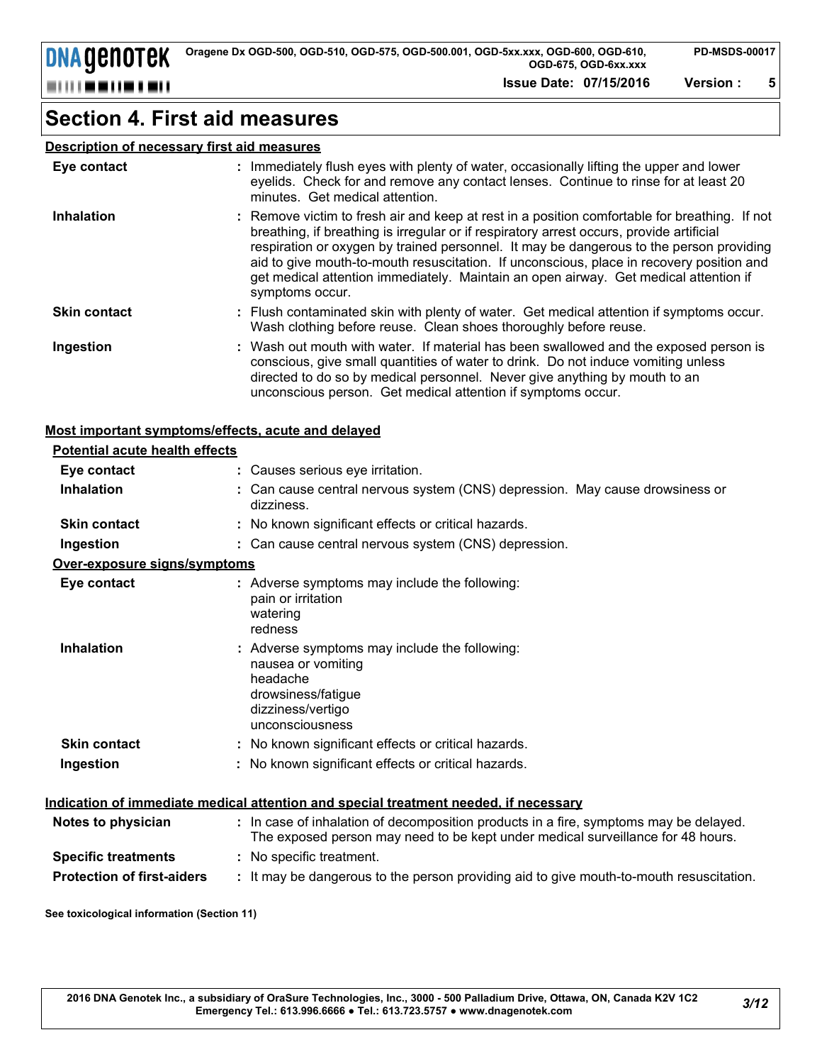# Section 4. First aid measures

## Description of necessary first aid measures

| | |
|---|---|
| **Eye contact** | : Immediately flush eyes with plenty of water, occasionally lifting the upper and lower eyelids. Check for and remove any contact lenses. Continue to rinse for at least 20 minutes. Get medical attention. |
| **Inhalation** | : Remove victim to fresh air and keep at rest in a position comfortable for breathing. If not breathing, if breathing is irregular or if respiratory arrest occurs, provide artificial respiration or oxygen by trained personnel. It may be dangerous to the person providing aid to give mouth-to-mouth resuscitation. If unconscious, place in recovery position and get medical attention immediately. Maintain an open airway. Get medical attention if symptoms occur. |
| **Skin contact** | : Flush contaminated skin with plenty of water. Get medical attention if symptoms occur. Wash clothing before reuse. Clean shoes thoroughly before reuse. |
| **Ingestion** | : Wash out mouth with water. If material has been swallowed and the exposed person is conscious, give small quantities of water to drink. Do not induce vomiting unless directed to do so by medical personnel. Never give anything by mouth to an unconscious person. Get medical attention if symptoms occur. |

## Most important symptoms/effects, acute and delayed

### Potential acute health effects

| | |
|---|---|
| **Eye contact** | : Causes serious eye irritation. |
| **Inhalation** | : Can cause central nervous system (CNS) depression. May cause drowsiness or dizziness. |
| **Skin contact** | : No known significant effects or critical hazards. |
| **Ingestion** | : Can cause central nervous system (CNS) depression. |

### Over-exposure signs/symptoms

| | |
|---|---|
| **Eye contact** | : Adverse symptoms may include the following:<br>pain or irritation<br>watering<br>redness |
| **Inhalation** | : Adverse symptoms may include the following:<br>nausea or vomiting<br>headache<br>drowsiness/fatigue<br>dizziness/vertigo<br>unconsciousness |
| **Skin contact** | : No known significant effects or critical hazards. |
| **Ingestion** | : No known significant effects or critical hazards. |

## Indication of immediate medical attention and special treatment needed, if necessary

| | |
|---|---|
| **Notes to physician** | : In case of inhalation of decomposition products in a fire, symptoms may be delayed. The exposed person may need to be kept under medical surveillance for 48 hours. |
| **Specific treatments** | : No specific treatment. |
| **Protection of first-aiders** | : It may be dangerous to the person providing aid to give mouth-to-mouth resuscitation. |

**See toxicological information (Section 11)**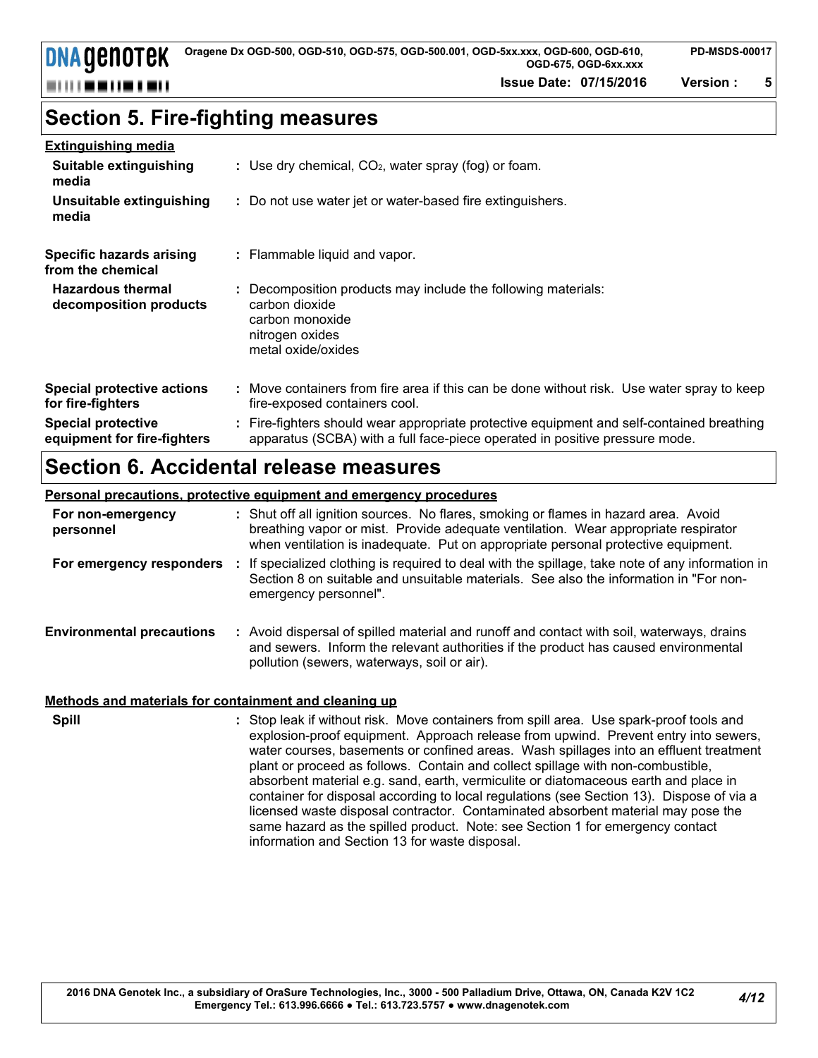## Section 5. Fire-fighting measures

**Extinguishing media**

| | |
|---|---|
| **Suitable extinguishing media** | : Use dry chemical, $CO_2$, water spray (fog) or foam. |
| **Unsuitable extinguishing media** | : Do not use water jet or water-based fire extinguishers. |
| **Specific hazards arising from the chemical** | : Flammable liquid and vapor. |
| **Hazardous thermal decomposition products** | : Decomposition products may include the following materials: carbon dioxide, carbon monoxide, nitrogen oxides, metal oxide/oxides |
| **Special protective actions for fire-fighters** | : Move containers from fire area if this can be done without risk. Use water spray to keep fire-exposed containers cool. |
| **Special protective equipment for fire-fighters** | : Fire-fighters should wear appropriate protective equipment and self-contained breathing apparatus (SCBA) with a full face-piece operated in positive pressure mode. |

## Section 6. Accidental release measures

**Personal precautions, protective equipment and emergency procedures**

| | |
|---|---|
| **For non-emergency personnel** | : Shut off all ignition sources. No flares, smoking or flames in hazard area. Avoid breathing vapor or mist. Provide adequate ventilation. Wear appropriate respirator when ventilation is inadequate. Put on appropriate personal protective equipment. |
| **For emergency responders** | : If specialized clothing is required to deal with the spillage, take note of any information in Section 8 on suitable and unsuitable materials. See also the information in "For non-emergency personnel". |
| **Environmental precautions** | : Avoid dispersal of spilled material and runoff and contact with soil, waterways, drains and sewers. Inform the relevant authorities if the product has caused environmental pollution (sewers, waterways, soil or air). |

**Methods and materials for containment and cleaning up**

| | |
|---|---|
| **Spill** | : Stop leak if without risk. Move containers from spill area. Use spark-proof tools and explosion-proof equipment. Approach release from upwind. Prevent entry into sewers, water courses, basements or confined areas. Wash spillages into an effluent treatment plant or proceed as follows. Contain and collect spillage with non-combustible, absorbent material e.g. sand, earth, vermiculite or diatomaceous earth and place in container for disposal according to local regulations (see Section 13). Dispose of via a licensed waste disposal contractor. Contaminated absorbent material may pose the same hazard as the spilled product. Note: see Section 1 for emergency contact information and Section 13 for waste disposal. |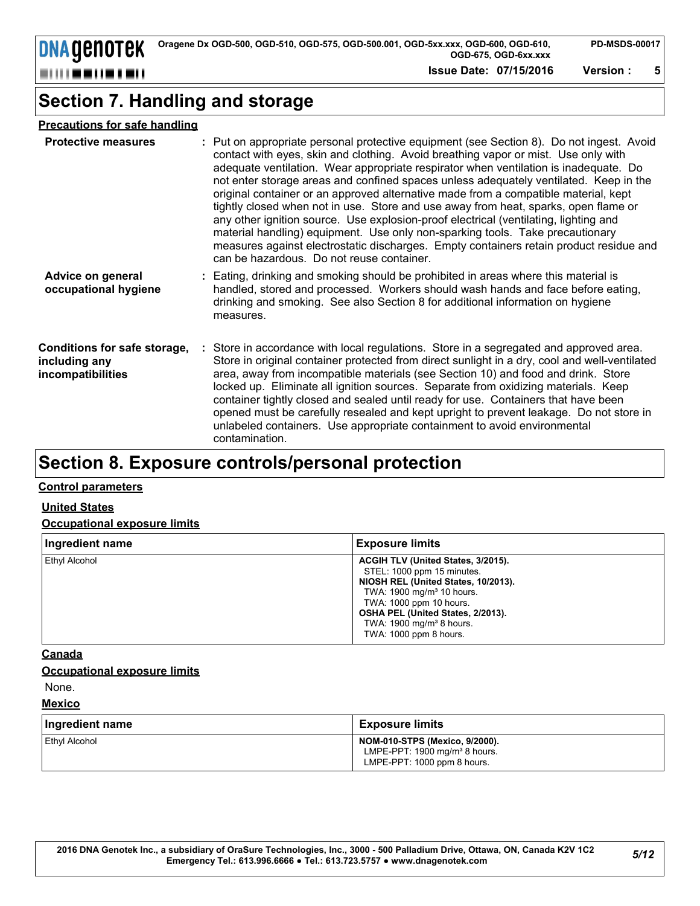# Section 7. Handling and storage

## Precautions for safe handling

**Protective measures** : Put on appropriate personal protective equipment (see Section 8). Do not ingest. Avoid contact with eyes, skin and clothing. Avoid breathing vapor or mist. Use only with adequate ventilation. Wear appropriate respirator when ventilation is inadequate. Do not enter storage areas and confined spaces unless adequately ventilated. Keep in the original container or an approved alternative made from a compatible material, kept tightly closed when not in use. Store and use away from heat, sparks, open flame or any other ignition source. Use explosion-proof electrical (ventilating, lighting and material handling) equipment. Use only non-sparking tools. Take precautionary measures against electrostatic discharges. Empty containers retain product residue and can be hazardous. Do not reuse container.

**Advice on general occupational hygiene** : Eating, drinking and smoking should be prohibited in areas where this material is handled, stored and processed. Workers should wash hands and face before eating, drinking and smoking. See also Section 8 for additional information on hygiene measures.

**Conditions for safe storage, including any incompatibilities** : Store in accordance with local regulations. Store in a segregated and approved area. Store in original container protected from direct sunlight in a dry, cool and well-ventilated area, away from incompatible materials (see Section 10) and food and drink. Store locked up. Eliminate all ignition sources. Separate from oxidizing materials. Keep container tightly closed and sealed until ready for use. Containers that have been opened must be carefully resealed and kept upright to prevent leakage. Do not store in unlabeled containers. Use appropriate containment to avoid environmental contamination.

# Section 8. Exposure controls/personal protection

## Control parameters

### United States

### Occupational exposure limits

| Ingredient name | Exposure limits |
|---|---|
| Ethyl Alcohol | **ACGIH TLV (United States, 3/2015).**<br>STEL: 1000 ppm 15 minutes.<br>**NIOSH REL (United States, 10/2013).**<br>TWA: 1900 mg/m³ 10 hours.<br>TWA: 1000 ppm 10 hours.<br>**OSHA PEL (United States, 2/2013).**<br>TWA: 1900 mg/m³ 8 hours.<br>TWA: 1000 ppm 8 hours. |

### Canada

### Occupational exposure limits

None.

### Mexico

| Ingredient name | Exposure limits |
|---|---|
| Ethyl Alcohol | **NOM-010-STPS (Mexico, 9/2000).**<br>LMPE-PPT: 1900 mg/m³ 8 hours.<br>LMPE-PPT: 1000 ppm 8 hours. |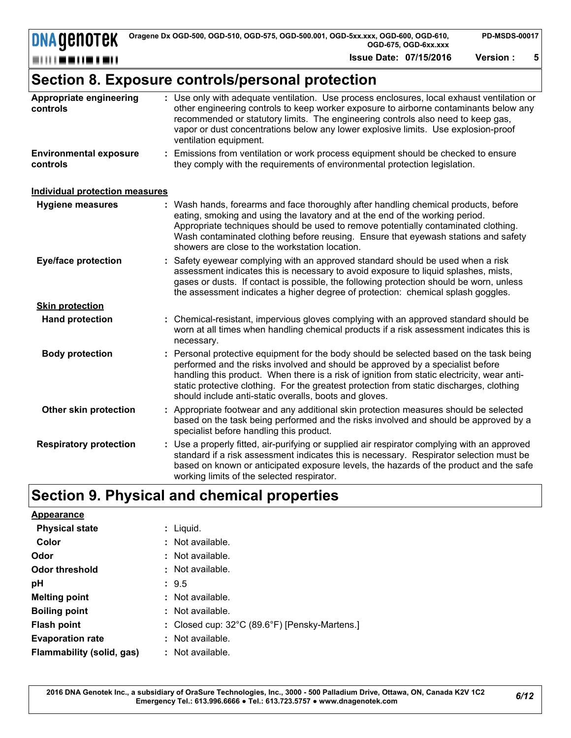## Section 8. Exposure controls/personal protection

**Appropriate engineering controls** : Use only with adequate ventilation. Use process enclosures, local exhaust ventilation or other engineering controls to keep worker exposure to airborne contaminants below any recommended or statutory limits. The engineering controls also need to keep gas, vapor or dust concentrations below any lower explosive limits. Use explosion-proof ventilation equipment.

**Environmental exposure controls** : Emissions from ventilation or work process equipment should be checked to ensure they comply with the requirements of environmental protection legislation.

### Individual protection measures

**Hygiene measures** : Wash hands, forearms and face thoroughly after handling chemical products, before eating, smoking and using the lavatory and at the end of the working period. Appropriate techniques should be used to remove potentially contaminated clothing. Wash contaminated clothing before reusing. Ensure that eyewash stations and safety showers are close to the workstation location.

**Eye/face protection** : Safety eyewear complying with an approved standard should be used when a risk assessment indicates this is necessary to avoid exposure to liquid splashes, mists, gases or dusts. If contact is possible, the following protection should be worn, unless the assessment indicates a higher degree of protection: chemical splash goggles.

#### Skin protection

**Hand protection** : Chemical-resistant, impervious gloves complying with an approved standard should be worn at all times when handling chemical products if a risk assessment indicates this is necessary.

**Body protection** : Personal protective equipment for the body should be selected based on the task being performed and the risks involved and should be approved by a specialist before handling this product. When there is a risk of ignition from static electricity, wear anti-static protective clothing. For the greatest protection from static discharges, clothing should include anti-static overalls, boots and gloves.

**Other skin protection** : Appropriate footwear and any additional skin protection measures should be selected based on the task being performed and the risks involved and should be approved by a specialist before handling this product.

**Respiratory protection** : Use a properly fitted, air-purifying or supplied air respirator complying with an approved standard if a risk assessment indicates this is necessary. Respirator selection must be based on known or anticipated exposure levels, the hazards of the product and the safe working limits of the selected respirator.

## Section 9. Physical and chemical properties

### Appearance

**Physical state** : Liquid.

**Color** : Not available.

**Odor** : Not available.

**Odor threshold** : Not available.

**pH** : 9.5

**Melting point** : Not available.

**Boiling point** : Not available.

**Flash point** : Closed cup: 32°C (89.6°F) [Pensky-Martens.]

**Evaporation rate** : Not available.

**Flammability (solid, gas)** : Not available.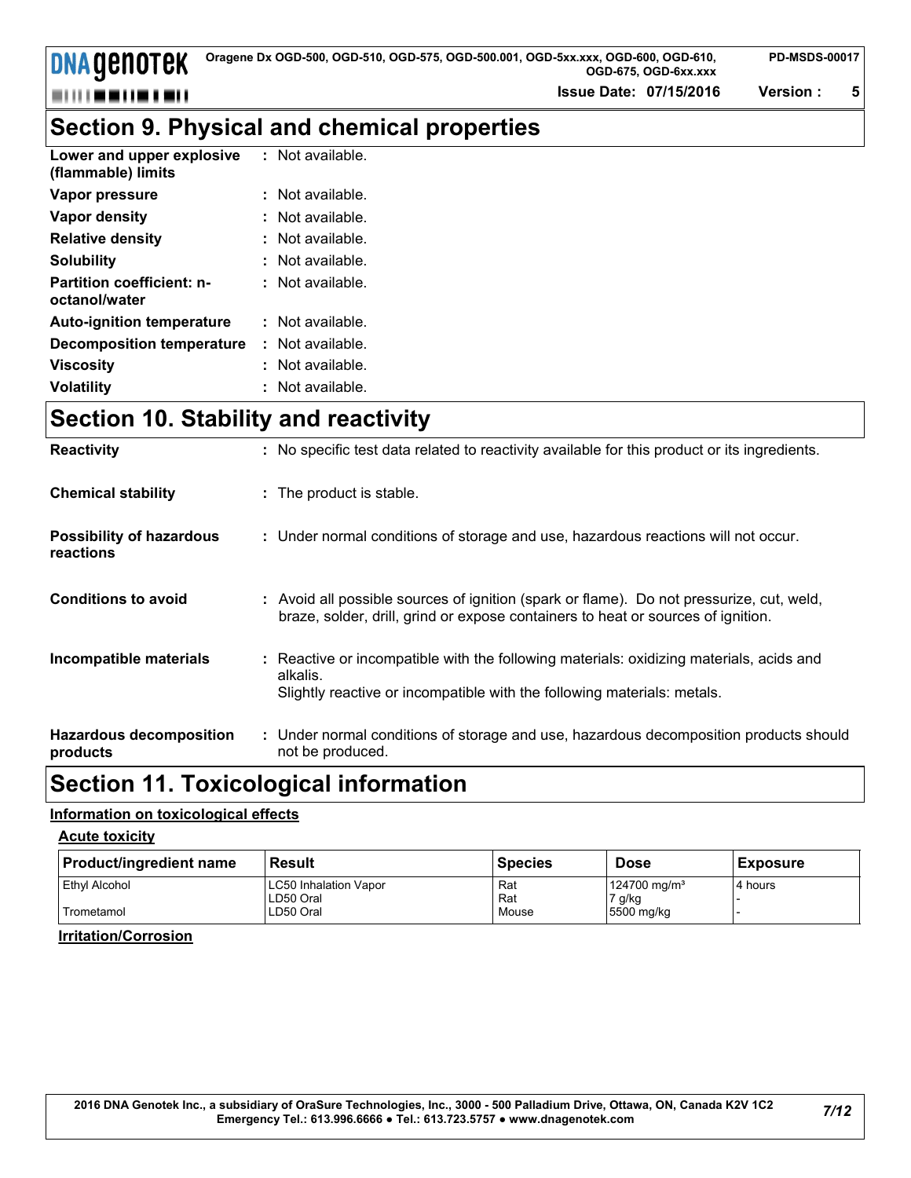## Section 9. Physical and chemical properties

| | |
|---|---|
| **Lower and upper explosive (flammable) limits** | : Not available. |
| **Vapor pressure** | : Not available. |
| **Vapor density** | : Not available. |
| **Relative density** | : Not available. |
| **Solubility** | : Not available. |
| **Partition coefficient: n-octanol/water** | : Not available. |
| **Auto-ignition temperature** | : Not available. |
| **Decomposition temperature** | : Not available. |
| **Viscosity** | : Not available. |
| **Volatility** | : Not available. |

## Section 10. Stability and reactivity

| | |
|---|---|
| **Reactivity** | : No specific test data related to reactivity available for this product or its ingredients. |
| **Chemical stability** | : The product is stable. |
| **Possibility of hazardous reactions** | : Under normal conditions of storage and use, hazardous reactions will not occur. |
| **Conditions to avoid** | : Avoid all possible sources of ignition (spark or flame). Do not pressurize, cut, weld, braze, solder, drill, grind or expose containers to heat or sources of ignition. |
| **Incompatible materials** | : Reactive or incompatible with the following materials: oxidizing materials, acids and alkalis. Slightly reactive or incompatible with the following materials: metals. |
| **Hazardous decomposition products** | : Under normal conditions of storage and use, hazardous decomposition products should not be produced. |

## Section 11. Toxicological information

**Information on toxicological effects**

**Acute toxicity**

| Product/ingredient name | Result | Species | Dose | Exposure |
|---|---|---|---|---|
| Ethyl Alcohol | LC50 Inhalation Vapor | Rat | 124700 mg/m³ | 4 hours |
| | LD50 Oral | Rat | 7 g/kg | - |
| Trometamol | LD50 Oral | Mouse | 5500 mg/kg | - |

**Irritation/Corrosion**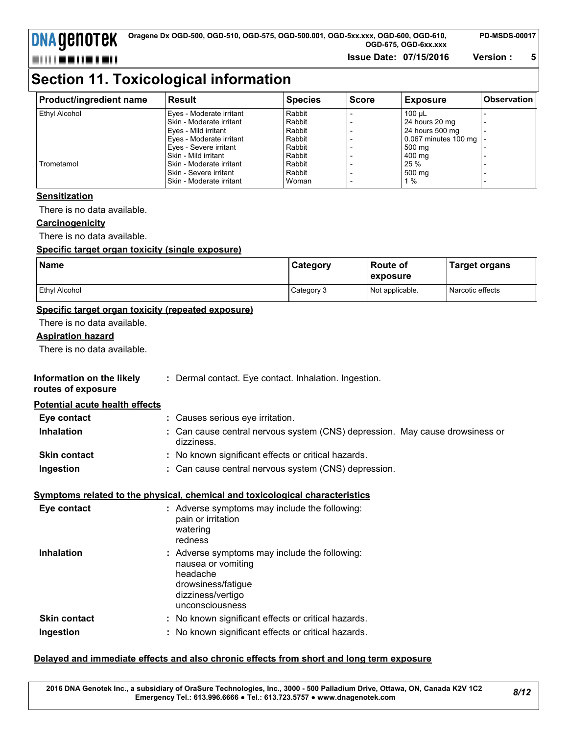# Section 11. Toxicological information

| Product/ingredient name | Result | Species | Score | Exposure | Observation |
|---|---|---|---|---|---|
| Ethyl Alcohol | Eyes - Moderate irritant | Rabbit | - | 100 µL | - |
| | Skin - Moderate irritant | Rabbit | - | 24 hours 20 mg | - |
| | Eyes - Mild irritant | Rabbit | - | 24 hours 500 mg | - |
| | Eyes - Moderate irritant | Rabbit | - | 0.067 minutes 100 mg | - |
| | Eyes - Severe irritant | Rabbit | - | 500 mg | - |
| | Skin - Mild irritant | Rabbit | - | 400 mg | - |
| Trometamol | Skin - Moderate irritant | Rabbit | - | 25 % | - |
| | Skin - Severe irritant | Rabbit | - | 500 mg | - |
| | Skin - Moderate irritant | Woman | - | 1 % | - |

### Sensitization

There is no data available.

### Carcinogenicity

There is no data available.

### Specific target organ toxicity (single exposure)

| Name | Category | Route of exposure | Target organs |
|---|---|---|---|
| Ethyl Alcohol | Category 3 | Not applicable. | Narcotic effects |

### Specific target organ toxicity (repeated exposure)

There is no data available.

### Aspiration hazard

There is no data available.

**Information on the likely routes of exposure** : Dermal contact. Eye contact. Inhalation. Ingestion.

### Potential acute health effects

**Eye contact** : Causes serious eye irritation.

**Inhalation** : Can cause central nervous system (CNS) depression. May cause drowsiness or dizziness.

**Skin contact** : No known significant effects or critical hazards.

**Ingestion** : Can cause central nervous system (CNS) depression.

### Symptoms related to the physical, chemical and toxicological characteristics

**Eye contact** : Adverse symptoms may include the following:
pain or irritation
watering
redness

**Inhalation** : Adverse symptoms may include the following:
nausea or vomiting
headache
drowsiness/fatigue
dizziness/vertigo
unconsciousness

**Skin contact** : No known significant effects or critical hazards.

**Ingestion** : No known significant effects or critical hazards.

### Delayed and immediate effects and also chronic effects from short and long term exposure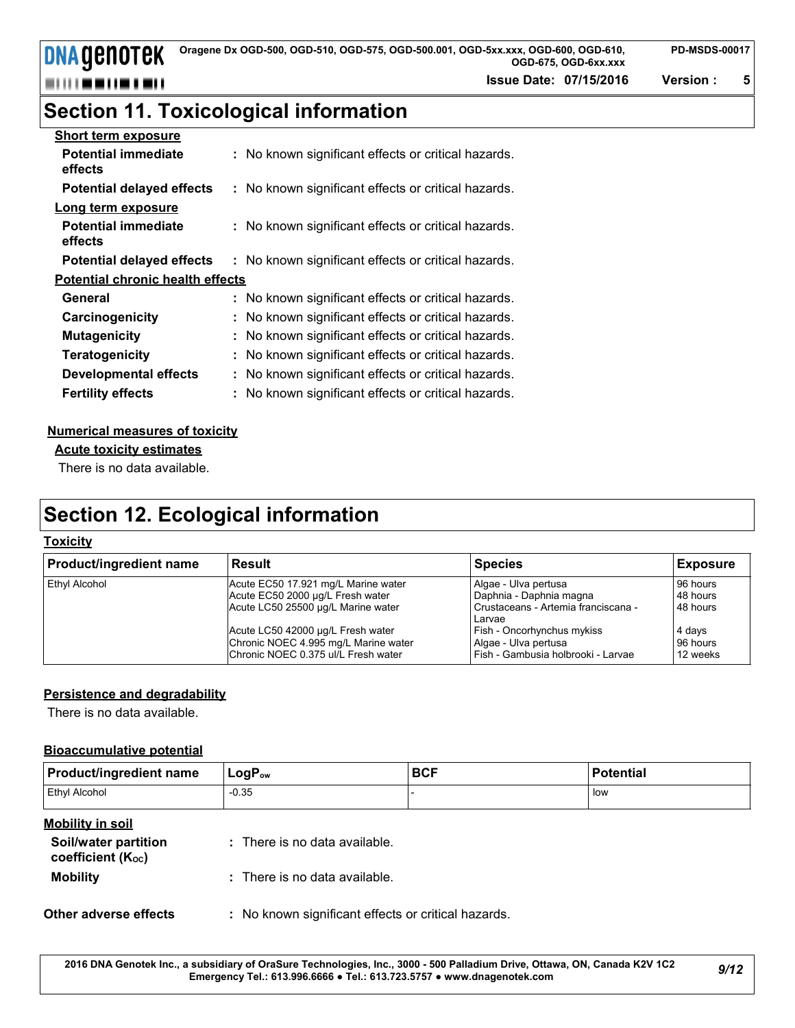# Section 11. Toxicological information

**Short term exposure**

| | |
|---|---|
| **Potential immediate effects** | : No known significant effects or critical hazards. |
| **Potential delayed effects** | : No known significant effects or critical hazards. |

**Long term exposure**

| | |
|---|---|
| **Potential immediate effects** | : No known significant effects or critical hazards. |
| **Potential delayed effects** | : No known significant effects or critical hazards. |

**Potential chronic health effects**

| | |
|---|---|
| **General** | : No known significant effects or critical hazards. |
| **Carcinogenicity** | : No known significant effects or critical hazards. |
| **Mutagenicity** | : No known significant effects or critical hazards. |
| **Teratogenicity** | : No known significant effects or critical hazards. |
| **Developmental effects** | : No known significant effects or critical hazards. |
| **Fertility effects** | : No known significant effects or critical hazards. |

**Numerical measures of toxicity**

**Acute toxicity estimates**

There is no data available.

# Section 12. Ecological information

**Toxicity**

| Product/ingredient name | Result | Species | Exposure |
|---|---|---|---|
| Ethyl Alcohol | Acute EC50 17.921 mg/L Marine water | Algae - Ulva pertusa | 96 hours |
| | Acute EC50 2000 µg/L Fresh water | Daphnia - Daphnia magna | 48 hours |
| | Acute LC50 25500 µg/L Marine water | Crustaceans - Artemia franciscana - Larvae | 48 hours |
| | Acute LC50 42000 µg/L Fresh water | Fish - Oncorhynchus mykiss | 4 days |
| | Chronic NOEC 4.995 mg/L Marine water | Algae - Ulva pertusa | 96 hours |
| | Chronic NOEC 0.375 ul/L Fresh water | Fish - Gambusia holbrooki - Larvae | 12 weeks |

**Persistence and degradability**

There is no data available.

**Bioaccumulative potential**

| Product/ingredient name | $LogP_{ow}$ | BCF | Potential |
|---|---|---|---|
| Ethyl Alcohol | -0.35 | - | low |

**Mobility in soil**

| | |
|---|---|
| **Soil/water partition coefficient ($K_{OC}$)** | : There is no data available. |
| **Mobility** | : There is no data available. |

| | |
|---|---|
| **Other adverse effects** | : No known significant effects or critical hazards. |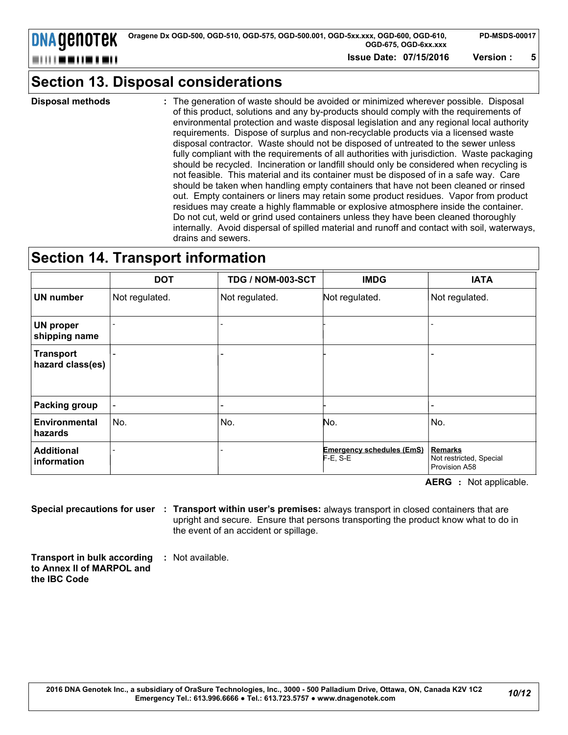## Section 13. Disposal considerations

**Disposal methods** : The generation of waste should be avoided or minimized wherever possible. Disposal of this product, solutions and any by-products should comply with the requirements of environmental protection and waste disposal legislation and any regional local authority requirements. Dispose of surplus and non-recyclable products via a licensed waste disposal contractor. Waste should not be disposed of untreated to the sewer unless fully compliant with the requirements of all authorities with jurisdiction. Waste packaging should be recycled. Incineration or landfill should only be considered when recycling is not feasible. This material and its container must be disposed of in a safe way. Care should be taken when handling empty containers that have not been cleaned or rinsed out. Empty containers or liners may retain some product residues. Vapor from product residues may create a highly flammable or explosive atmosphere inside the container. Do not cut, weld or grind used containers unless they have been cleaned thoroughly internally. Avoid dispersal of spilled material and runoff and contact with soil, waterways, drains and sewers.

## Section 14. Transport information

| | DOT | TDG / NOM-003-SCT | IMDG | IATA |
|---|---|---|---|---|
| **UN number** | Not regulated. | Not regulated. | Not regulated. | Not regulated. |
| **UN proper shipping name** | - | - | - | - |
| **Transport hazard class(es)** | - | - | - | - |
| **Packing group** | - | - | - | - |
| **Environmental hazards** | No. | No. | No. | No. |
| **Additional information** | - | - | **Emergency schedules (EmS)** F-E, S-E | **Remarks** Not restricted, Special Provision A58 |

**AERG** : Not applicable.

**Special precautions for user** : **Transport within user's premises:** always transport in closed containers that are upright and secure. Ensure that persons transporting the product know what to do in the event of an accident or spillage.

**Transport in bulk according to Annex II of MARPOL and the IBC Code** : Not available.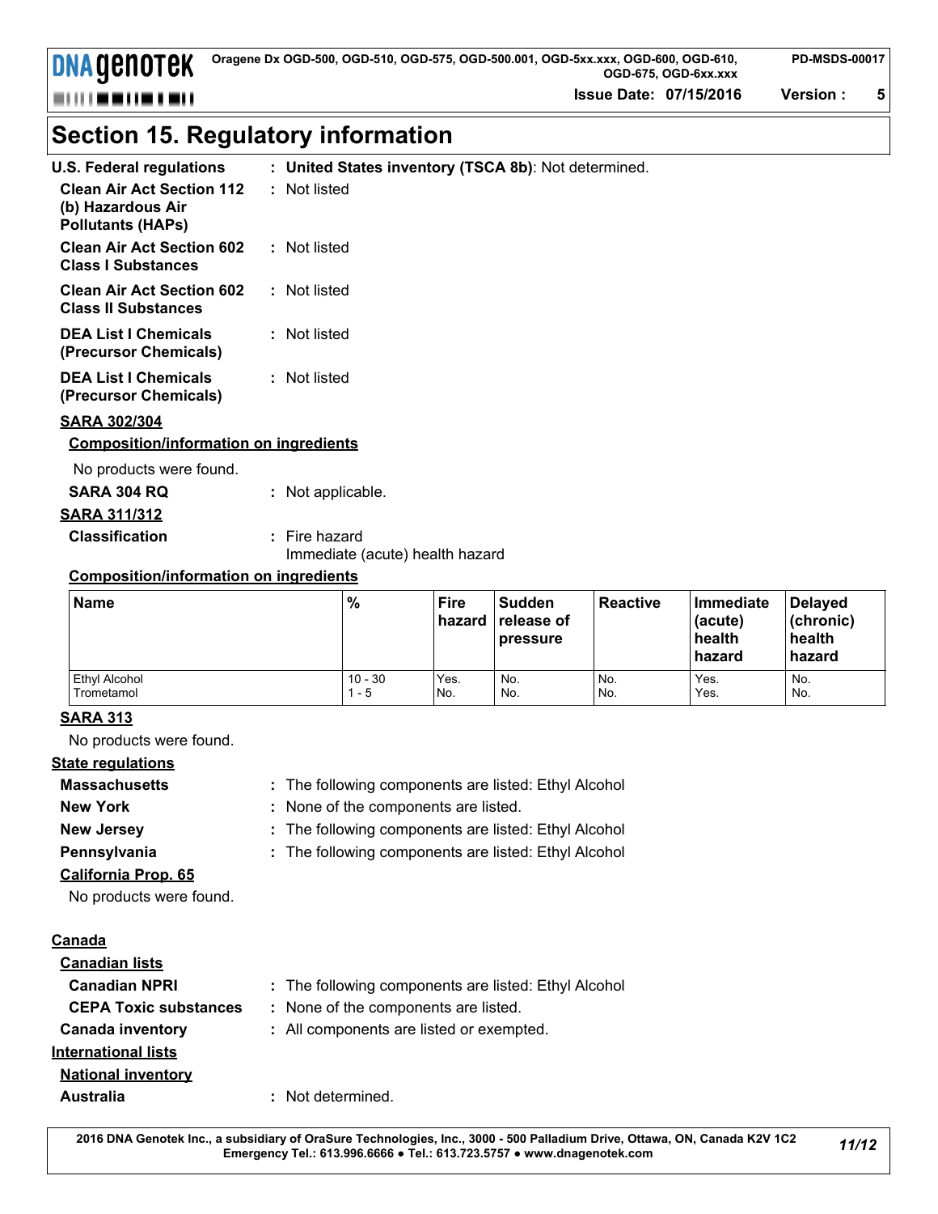# Section 15. Regulatory information

**U.S. Federal regulations** : **United States inventory (TSCA 8b)**: Not determined.

**Clean Air Act Section 112 (b) Hazardous Air Pollutants (HAPs)** : Not listed

**Clean Air Act Section 602 Class I Substances** : Not listed

**Clean Air Act Section 602 Class II Substances** : Not listed

**DEA List I Chemicals (Precursor Chemicals)** : Not listed

**DEA List I Chemicals (Precursor Chemicals)** : Not listed

**SARA 302/304**

**Composition/information on ingredients**

No products were found.

**SARA 304 RQ** : Not applicable.

**SARA 311/312**

**Classification** : Fire hazard
Immediate (acute) health hazard

**Composition/information on ingredients**

| Name | % | Fire hazard | Sudden release of pressure | Reactive | Immediate (acute) health hazard | Delayed (chronic) health hazard |
|---|---|---|---|---|---|---|
| Ethyl Alcohol | 10 - 30 | Yes. | No. | No. | Yes. | No. |
| Trometamol | 1 - 5 | No. | No. | No. | Yes. | No. |

**SARA 313**

No products were found.

**State regulations**

**Massachusetts** : The following components are listed: Ethyl Alcohol

**New York** : None of the components are listed.

**New Jersey** : The following components are listed: Ethyl Alcohol

**Pennsylvania** : The following components are listed: Ethyl Alcohol

**California Prop. 65**

No products were found.

**Canada**

**Canadian lists**

**Canadian NPRI** : The following components are listed: Ethyl Alcohol

**CEPA Toxic substances** : None of the components are listed.

**Canada inventory** : All components are listed or exempted.

**International lists**

**National inventory**

**Australia** : Not determined.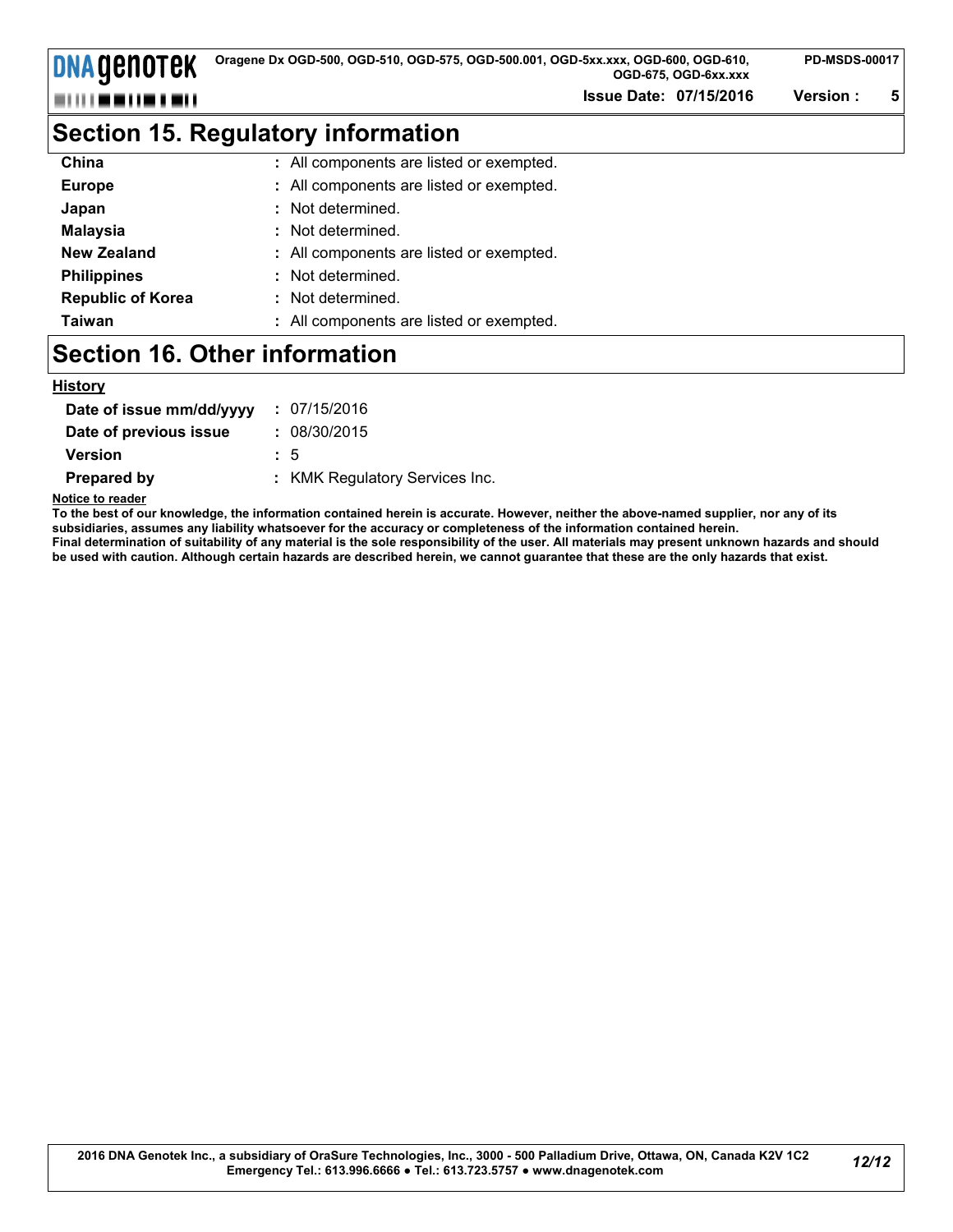## Section 15. Regulatory information

| | |
|---|---|
| **China** | : All components are listed or exempted. |
| **Europe** | : All components are listed or exempted. |
| **Japan** | : Not determined. |
| **Malaysia** | : Not determined. |
| **New Zealand** | : All components are listed or exempted. |
| **Philippines** | : Not determined. |
| **Republic of Korea** | : Not determined. |
| **Taiwan** | : All components are listed or exempted. |

## Section 16. Other information

**History**

| | |
|---|---|
| **Date of issue mm/dd/yyyy** | : 07/15/2016 |
| **Date of previous issue** | : 08/30/2015 |
| **Version** | : 5 |
| **Prepared by** | : KMK Regulatory Services Inc. |

**Notice to reader**

**To the best of our knowledge, the information contained herein is accurate. However, neither the above-named supplier, nor any of its subsidiaries, assumes any liability whatsoever for the accuracy or completeness of the information contained herein.**
**Final determination of suitability of any material is the sole responsibility of the user. All materials may present unknown hazards and should be used with caution. Although certain hazards are described herein, we cannot guarantee that these are the only hazards that exist.**